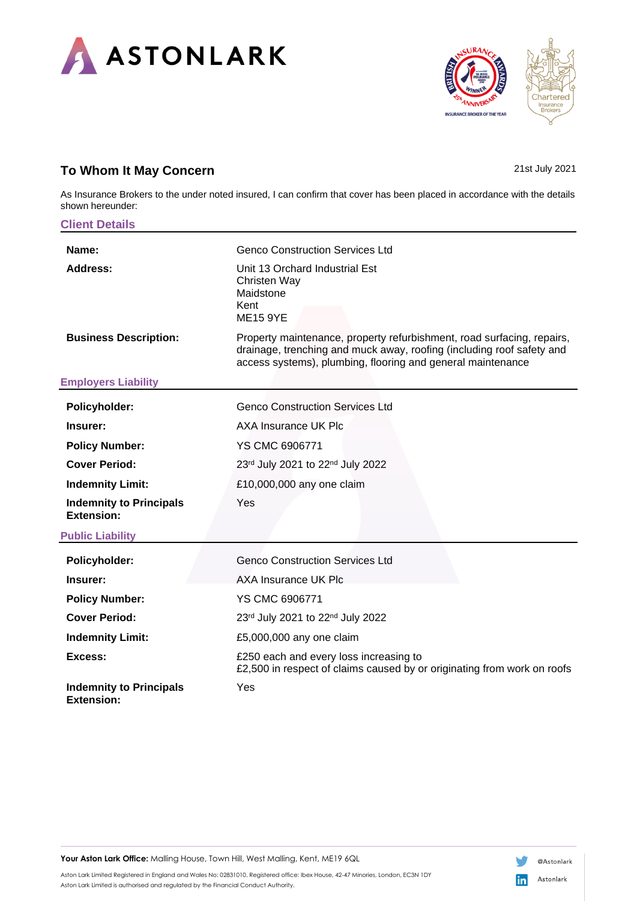# To Whom It May Concern

21st July 2021

As Insurance Brokers to the under noted insured, I can confirm that cover has been placed in accordance with the details shown hereunder:

## Client Details

| | |
|---|---|
| **Name:** | Genco Construction Services Ltd |
| **Address:** | Unit 13 Orchard Industrial Est<br>Christen Way<br>Maidstone<br>Kent<br>ME15 9YE |
| **Business Description:** | Property maintenance, property refurbishment, road surfacing, repairs, drainage, trenching and muck away, roofing (including roof safety and access systems), plumbing, flooring and general maintenance |

## Employers Liability

| | |
|---|---|
| **Policyholder:** | Genco Construction Services Ltd |
| **Insurer:** | AXA Insurance UK Plc |
| **Policy Number:** | YS CMC 6906771 |
| **Cover Period:** | 23rd July 2021 to 22nd July 2022 |
| **Indemnity Limit:** | £10,000,000 any one claim |
| **Indemnity to Principals Extension:** | Yes |

## Public Liability

| | |
|---|---|
| **Policyholder:** | Genco Construction Services Ltd |
| **Insurer:** | AXA Insurance UK Plc |
| **Policy Number:** | YS CMC 6906771 |
| **Cover Period:** | 23rd July 2021 to 22nd July 2022 |
| **Indemnity Limit:** | £5,000,000 any one claim |
| **Excess:** | £250 each and every loss increasing to<br>£2,500 in respect of claims caused by or originating from work on roofs |
| **Indemnity to Principals Extension:** | Yes |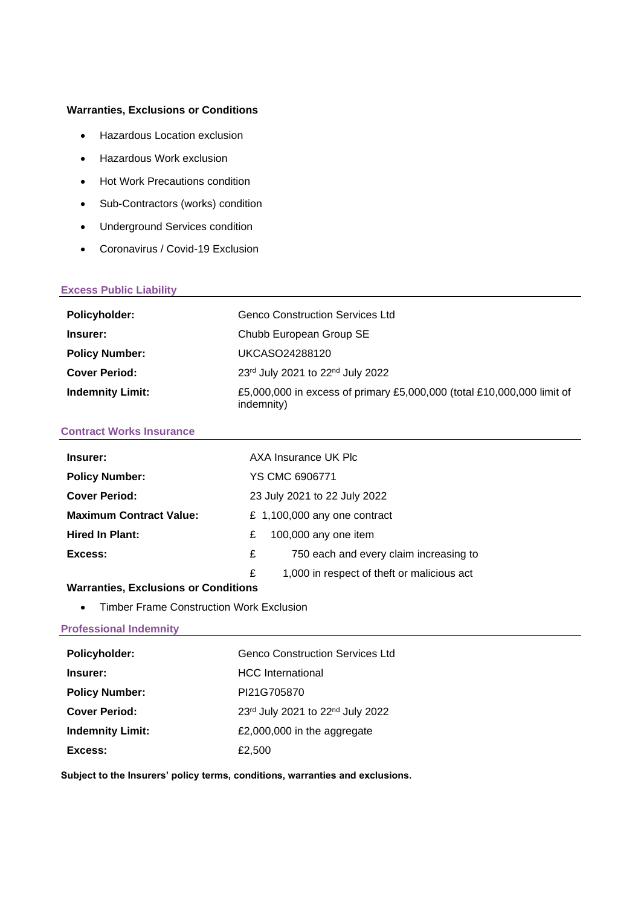**Warranties, Exclusions or Conditions**

- Hazardous Location exclusion
- Hazardous Work exclusion
- Hot Work Precautions condition
- Sub-Contractors (works) condition
- Underground Services condition
- Coronavirus / Covid-19 Exclusion

## Excess Public Liability

| | |
|---|---|
| **Policyholder:** | Genco Construction Services Ltd |
| **Insurer:** | Chubb European Group SE |
| **Policy Number:** | UKCASO24288120 |
| **Cover Period:** | 23rd July 2021 to 22nd July 2022 |
| **Indemnity Limit:** | £5,000,000 in excess of primary £5,000,000 (total £10,000,000 limit of indemnity) |

## Contract Works Insurance

| | |
|---|---|
| **Insurer:** | AXA Insurance UK Plc |
| **Policy Number:** | YS CMC 6906771 |
| **Cover Period:** | 23 July 2021 to 22 July 2022 |
| **Maximum Contract Value:** | £ 1,100,000 any one contract |
| **Hired In Plant:** | £ 100,000 any one item |
| **Excess:** | £ 750 each and every claim increasing to |
| | £ 1,000 in respect of theft or malicious act |

**Warranties, Exclusions or Conditions**

- Timber Frame Construction Work Exclusion

## Professional Indemnity

| | |
|---|---|
| **Policyholder:** | Genco Construction Services Ltd |
| **Insurer:** | HCC International |
| **Policy Number:** | PI21G705870 |
| **Cover Period:** | 23rd July 2021 to 22nd July 2022 |
| **Indemnity Limit:** | £2,000,000 in the aggregate |
| **Excess:** | £2,500 |

**Subject to the Insurers' policy terms, conditions, warranties and exclusions.**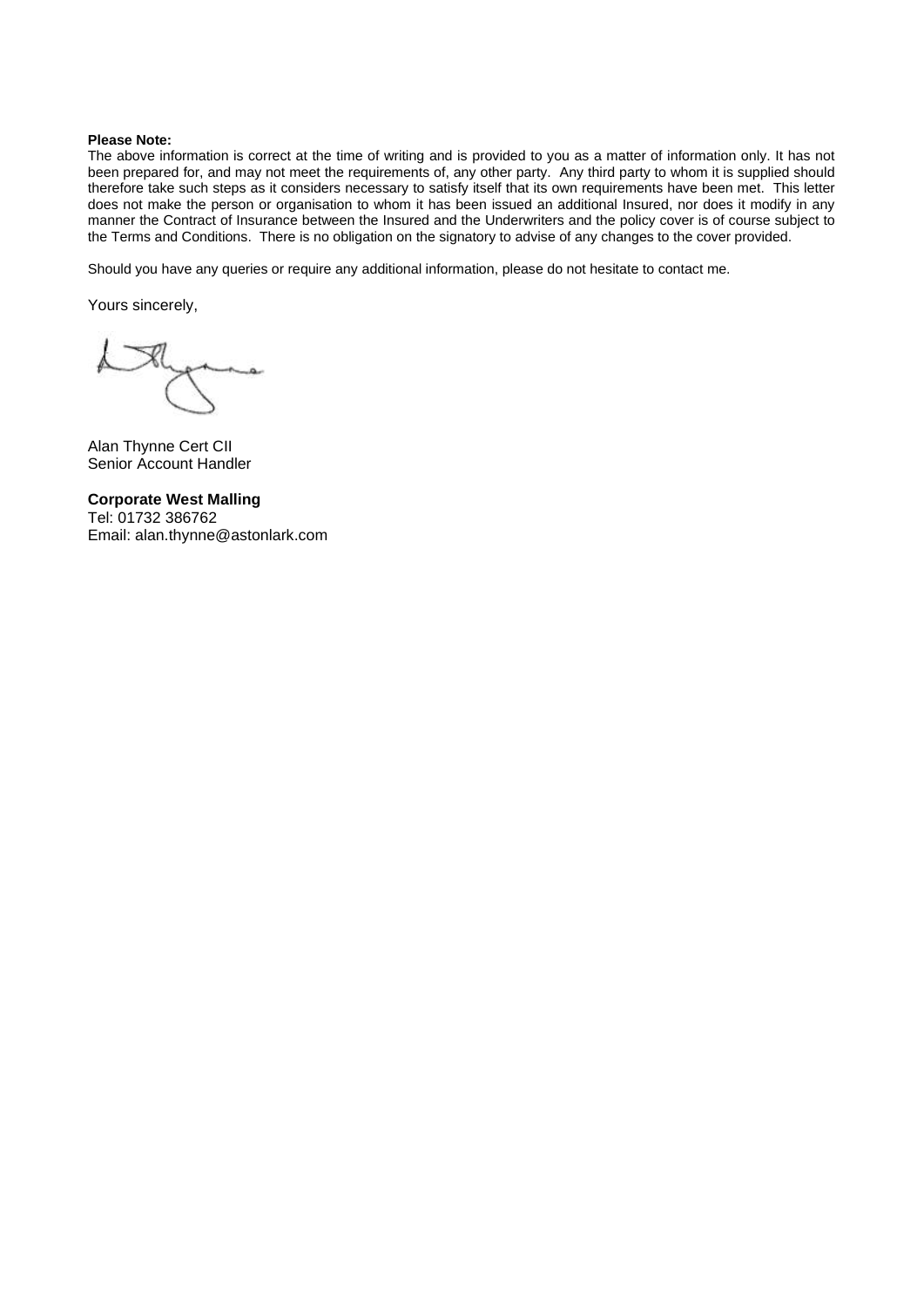**Please Note:**
The above information is correct at the time of writing and is provided to you as a matter of information only. It has not been prepared for, and may not meet the requirements of, any other party. Any third party to whom it is supplied should therefore take such steps as it considers necessary to satisfy itself that its own requirements have been met. This letter does not make the person or organisation to whom it has been issued an additional Insured, nor does it modify in any manner the Contract of Insurance between the Insured and the Underwriters and the policy cover is of course subject to the Terms and Conditions. There is no obligation on the signatory to advise of any changes to the cover provided.

Should you have any queries or require any additional information, please do not hesitate to contact me.

Yours sincerely,

Alan Thynne Cert CII
Senior Account Handler

**Corporate West Malling**
Tel: 01732 386762
Email: alan.thynne@astonlark.com